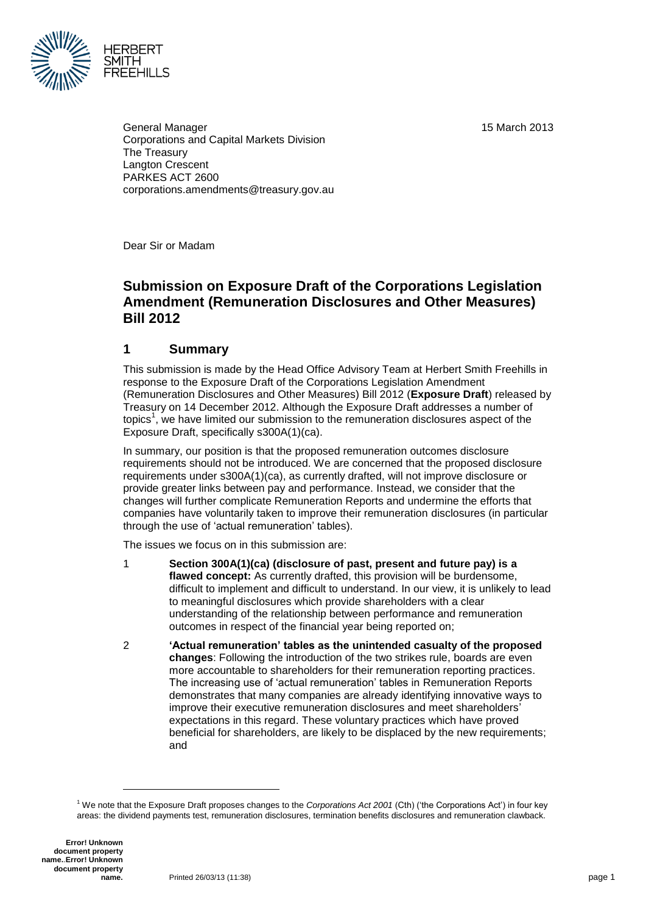General Manager
Corporations and Capital Markets Division
The Treasury
Langton Crescent
PARKES ACT 2600
corporations.amendments@treasury.gov.au

15 March 2013

Dear Sir or Madam

## Submission on Exposure Draft of the Corporations Legislation Amendment (Remuneration Disclosures and Other Measures) Bill 2012

## 1 Summary

This submission is made by the Head Office Advisory Team at Herbert Smith Freehills in response to the Exposure Draft of the Corporations Legislation Amendment (Remuneration Disclosures and Other Measures) Bill 2012 (**Exposure Draft**) released by Treasury on 14 December 2012. Although the Exposure Draft addresses a number of topics[1], we have limited our submission to the remuneration disclosures aspect of the Exposure Draft, specifically s300A(1)(ca).

In summary, our position is that the proposed remuneration outcomes disclosure requirements should not be introduced. We are concerned that the proposed disclosure requirements under s300A(1)(ca), as currently drafted, will not improve disclosure or provide greater links between pay and performance. Instead, we consider that the changes will further complicate Remuneration Reports and undermine the efforts that companies have voluntarily taken to improve their remuneration disclosures (in particular through the use of 'actual remuneration' tables).

The issues we focus on in this submission are:

1. **Section 300A(1)(ca) (disclosure of past, present and future pay) is a flawed concept:** As currently drafted, this provision will be burdensome, difficult to implement and difficult to understand. In our view, it is unlikely to lead to meaningful disclosures which provide shareholders with a clear understanding of the relationship between performance and remuneration outcomes in respect of the financial year being reported on;

2. **'Actual remuneration' tables as the unintended casualty of the proposed changes**: Following the introduction of the two strikes rule, boards are even more accountable to shareholders for their remuneration reporting practices. The increasing use of 'actual remuneration' tables in Remuneration Reports demonstrates that many companies are already identifying innovative ways to improve their executive remuneration disclosures and meet shareholders' expectations in this regard. These voluntary practices which have proved beneficial for shareholders, are likely to be displaced by the new requirements; and

---

[1] We note that the Exposure Draft proposes changes to the *Corporations Act 2001* (Cth) ('the Corporations Act') in four key areas: the dividend payments test, remuneration disclosures, termination benefits disclosures and remuneration clawback.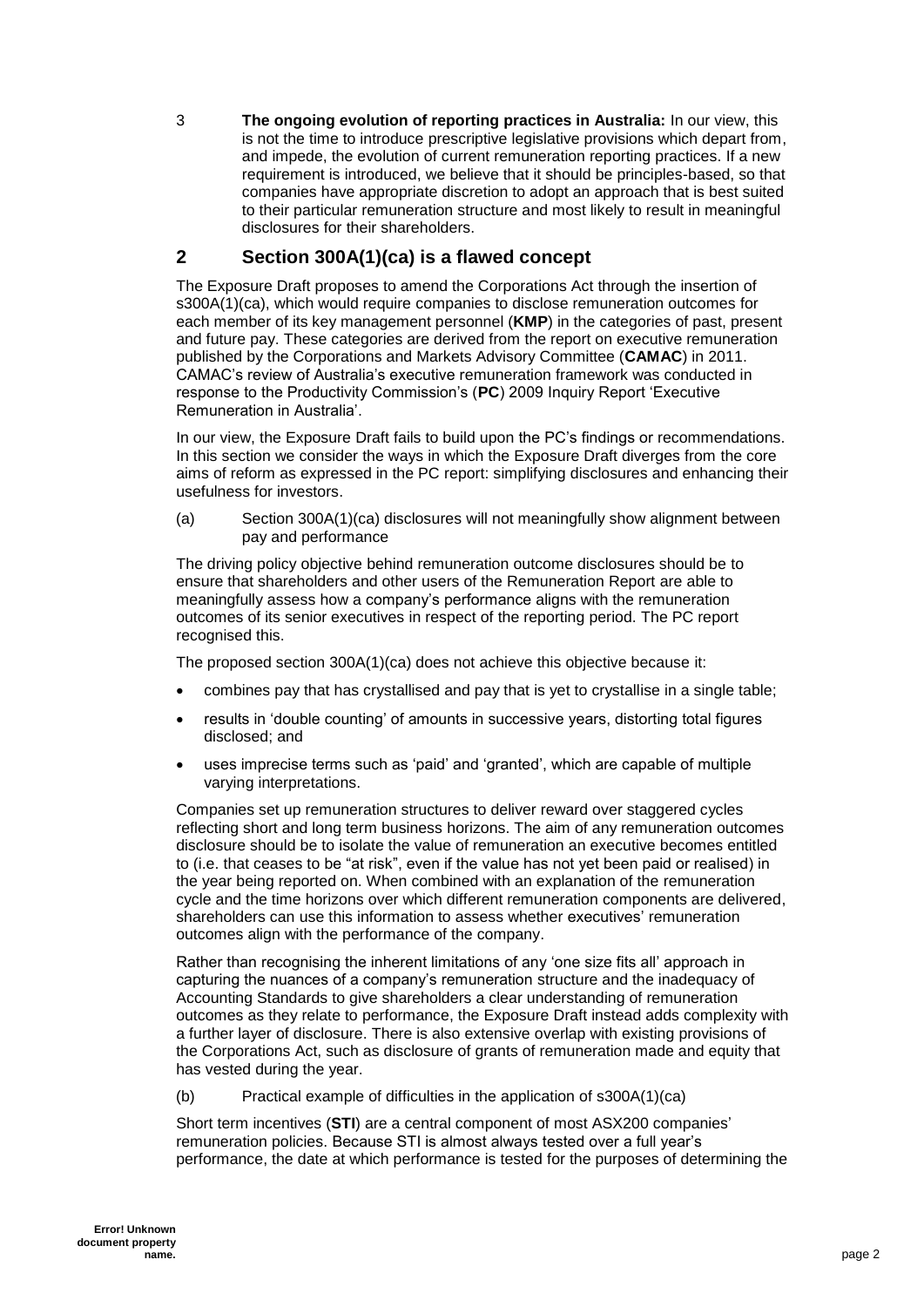3 **The ongoing evolution of reporting practices in Australia:** In our view, this is not the time to introduce prescriptive legislative provisions which depart from, and impede, the evolution of current remuneration reporting practices. If a new requirement is introduced, we believe that it should be principles-based, so that companies have appropriate discretion to adopt an approach that is best suited to their particular remuneration structure and most likely to result in meaningful disclosures for their shareholders.

## 2 Section 300A(1)(ca) is a flawed concept

The Exposure Draft proposes to amend the Corporations Act through the insertion of s300A(1)(ca), which would require companies to disclose remuneration outcomes for each member of its key management personnel (**KMP**) in the categories of past, present and future pay. These categories are derived from the report on executive remuneration published by the Corporations and Markets Advisory Committee (**CAMAC**) in 2011. CAMAC's review of Australia's executive remuneration framework was conducted in response to the Productivity Commission's (**PC**) 2009 Inquiry Report 'Executive Remuneration in Australia'.

In our view, the Exposure Draft fails to build upon the PC's findings or recommendations. In this section we consider the ways in which the Exposure Draft diverges from the core aims of reform as expressed in the PC report: simplifying disclosures and enhancing their usefulness for investors.

(a) Section 300A(1)(ca) disclosures will not meaningfully show alignment between pay and performance

The driving policy objective behind remuneration outcome disclosures should be to ensure that shareholders and other users of the Remuneration Report are able to meaningfully assess how a company's performance aligns with the remuneration outcomes of its senior executives in respect of the reporting period. The PC report recognised this.

The proposed section 300A(1)(ca) does not achieve this objective because it:

- combines pay that has crystallised and pay that is yet to crystallise in a single table;
- results in 'double counting' of amounts in successive years, distorting total figures disclosed; and
- uses imprecise terms such as 'paid' and 'granted', which are capable of multiple varying interpretations.

Companies set up remuneration structures to deliver reward over staggered cycles reflecting short and long term business horizons. The aim of any remuneration outcomes disclosure should be to isolate the value of remuneration an executive becomes entitled to (i.e. that ceases to be "at risk", even if the value has not yet been paid or realised) in the year being reported on. When combined with an explanation of the remuneration cycle and the time horizons over which different remuneration components are delivered, shareholders can use this information to assess whether executives' remuneration outcomes align with the performance of the company.

Rather than recognising the inherent limitations of any 'one size fits all' approach in capturing the nuances of a company's remuneration structure and the inadequacy of Accounting Standards to give shareholders a clear understanding of remuneration outcomes as they relate to performance, the Exposure Draft instead adds complexity with a further layer of disclosure. There is also extensive overlap with existing provisions of the Corporations Act, such as disclosure of grants of remuneration made and equity that has vested during the year.

(b) Practical example of difficulties in the application of s300A(1)(ca)

Short term incentives (**STI**) are a central component of most ASX200 companies' remuneration policies. Because STI is almost always tested over a full year's performance, the date at which performance is tested for the purposes of determining the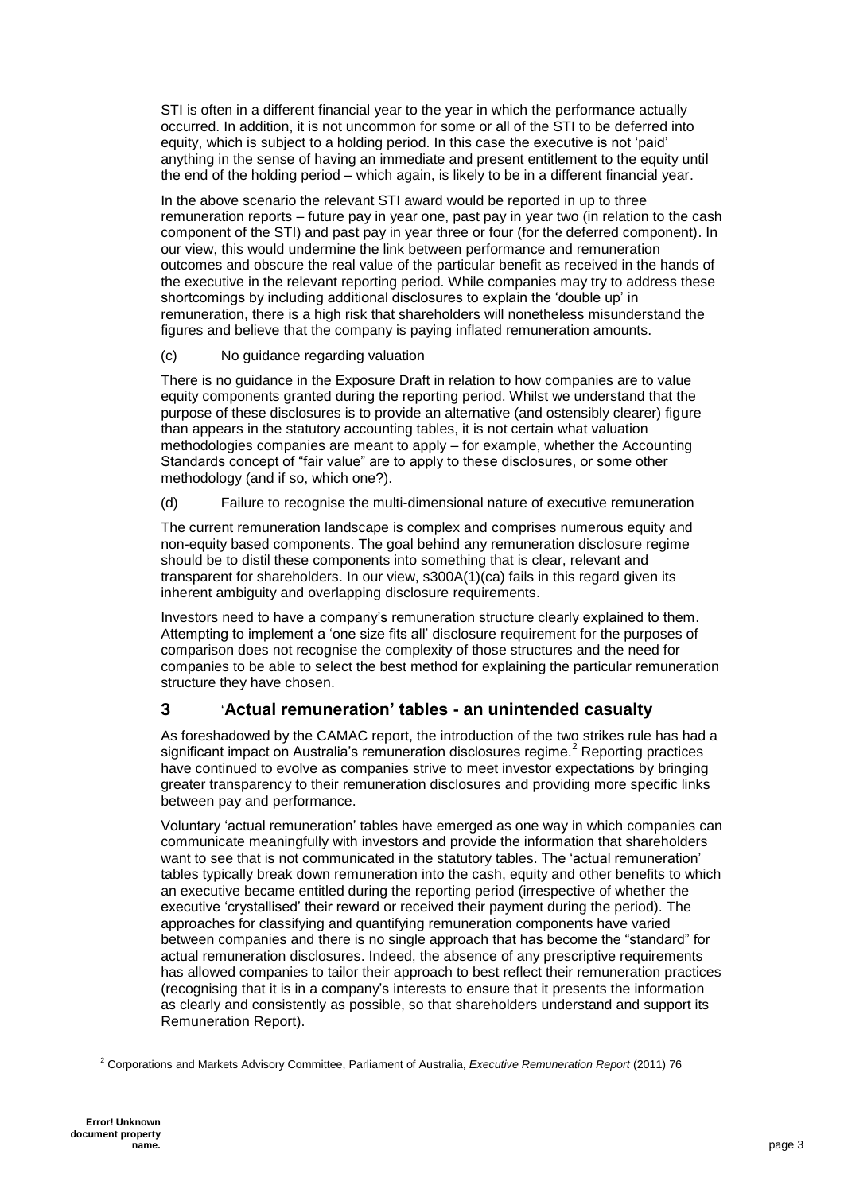STI is often in a different financial year to the year in which the performance actually occurred. In addition, it is not uncommon for some or all of the STI to be deferred into equity, which is subject to a holding period. In this case the executive is not 'paid' anything in the sense of having an immediate and present entitlement to the equity until the end of the holding period – which again, is likely to be in a different financial year.

In the above scenario the relevant STI award would be reported in up to three remuneration reports – future pay in year one, past pay in year two (in relation to the cash component of the STI) and past pay in year three or four (for the deferred component). In our view, this would undermine the link between performance and remuneration outcomes and obscure the real value of the particular benefit as received in the hands of the executive in the relevant reporting period. While companies may try to address these shortcomings by including additional disclosures to explain the 'double up' in remuneration, there is a high risk that shareholders will nonetheless misunderstand the figures and believe that the company is paying inflated remuneration amounts.

(c) No guidance regarding valuation

There is no guidance in the Exposure Draft in relation to how companies are to value equity components granted during the reporting period. Whilst we understand that the purpose of these disclosures is to provide an alternative (and ostensibly clearer) figure than appears in the statutory accounting tables, it is not certain what valuation methodologies companies are meant to apply – for example, whether the Accounting Standards concept of "fair value" are to apply to these disclosures, or some other methodology (and if so, which one?).

(d) Failure to recognise the multi-dimensional nature of executive remuneration

The current remuneration landscape is complex and comprises numerous equity and non-equity based components. The goal behind any remuneration disclosure regime should be to distil these components into something that is clear, relevant and transparent for shareholders. In our view, s300A(1)(ca) fails in this regard given its inherent ambiguity and overlapping disclosure requirements.

Investors need to have a company's remuneration structure clearly explained to them. Attempting to implement a 'one size fits all' disclosure requirement for the purposes of comparison does not recognise the complexity of those structures and the need for companies to be able to select the best method for explaining the particular remuneration structure they have chosen.

## 3 'Actual remuneration' tables - an unintended casualty

As foreshadowed by the CAMAC report, the introduction of the two strikes rule has had a significant impact on Australia's remuneration disclosures regime.[2] Reporting practices have continued to evolve as companies strive to meet investor expectations by bringing greater transparency to their remuneration disclosures and providing more specific links between pay and performance.

Voluntary 'actual remuneration' tables have emerged as one way in which companies can communicate meaningfully with investors and provide the information that shareholders want to see that is not communicated in the statutory tables. The 'actual remuneration' tables typically break down remuneration into the cash, equity and other benefits to which an executive became entitled during the reporting period (irrespective of whether the executive 'crystallised' their reward or received their payment during the period). The approaches for classifying and quantifying remuneration components have varied between companies and there is no single approach that has become the "standard" for actual remuneration disclosures. Indeed, the absence of any prescriptive requirements has allowed companies to tailor their approach to best reflect their remuneration practices (recognising that it is in a company's interests to ensure that it presents the information as clearly and consistently as possible, so that shareholders understand and support its Remuneration Report).

[2] Corporations and Markets Advisory Committee, Parliament of Australia, *Executive Remuneration Report* (2011) 76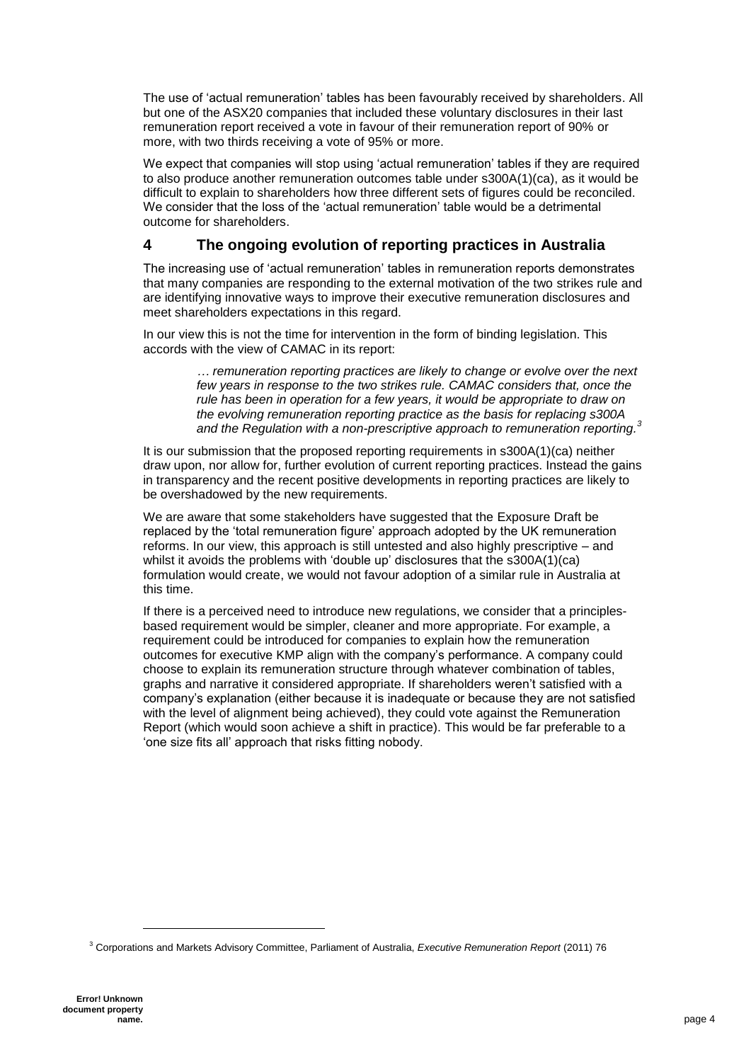The use of 'actual remuneration' tables has been favourably received by shareholders. All but one of the ASX20 companies that included these voluntary disclosures in their last remuneration report received a vote in favour of their remuneration report of 90% or more, with two thirds receiving a vote of 95% or more.

We expect that companies will stop using 'actual remuneration' tables if they are required to also produce another remuneration outcomes table under s300A(1)(ca), as it would be difficult to explain to shareholders how three different sets of figures could be reconciled. We consider that the loss of the 'actual remuneration' table would be a detrimental outcome for shareholders.

## 4 The ongoing evolution of reporting practices in Australia

The increasing use of 'actual remuneration' tables in remuneration reports demonstrates that many companies are responding to the external motivation of the two strikes rule and are identifying innovative ways to improve their executive remuneration disclosures and meet shareholders expectations in this regard.

In our view this is not the time for intervention in the form of binding legislation. This accords with the view of CAMAC in its report:

> *… remuneration reporting practices are likely to change or evolve over the next few years in response to the two strikes rule. CAMAC considers that, once the rule has been in operation for a few years, it would be appropriate to draw on the evolving remuneration reporting practice as the basis for replacing s300A and the Regulation with a non-prescriptive approach to remuneration reporting.*[3]

It is our submission that the proposed reporting requirements in s300A(1)(ca) neither draw upon, nor allow for, further evolution of current reporting practices. Instead the gains in transparency and the recent positive developments in reporting practices are likely to be overshadowed by the new requirements.

We are aware that some stakeholders have suggested that the Exposure Draft be replaced by the 'total remuneration figure' approach adopted by the UK remuneration reforms. In our view, this approach is still untested and also highly prescriptive – and whilst it avoids the problems with 'double up' disclosures that the s300A(1)(ca) formulation would create, we would not favour adoption of a similar rule in Australia at this time.

If there is a perceived need to introduce new regulations, we consider that a principles-based requirement would be simpler, cleaner and more appropriate. For example, a requirement could be introduced for companies to explain how the remuneration outcomes for executive KMP align with the company's performance. A company could choose to explain its remuneration structure through whatever combination of tables, graphs and narrative it considered appropriate. If shareholders weren't satisfied with a company's explanation (either because it is inadequate or because they are not satisfied with the level of alignment being achieved), they could vote against the Remuneration Report (which would soon achieve a shift in practice). This would be far preferable to a 'one size fits all' approach that risks fitting nobody.

[3] Corporations and Markets Advisory Committee, Parliament of Australia, *Executive Remuneration Report* (2011) 76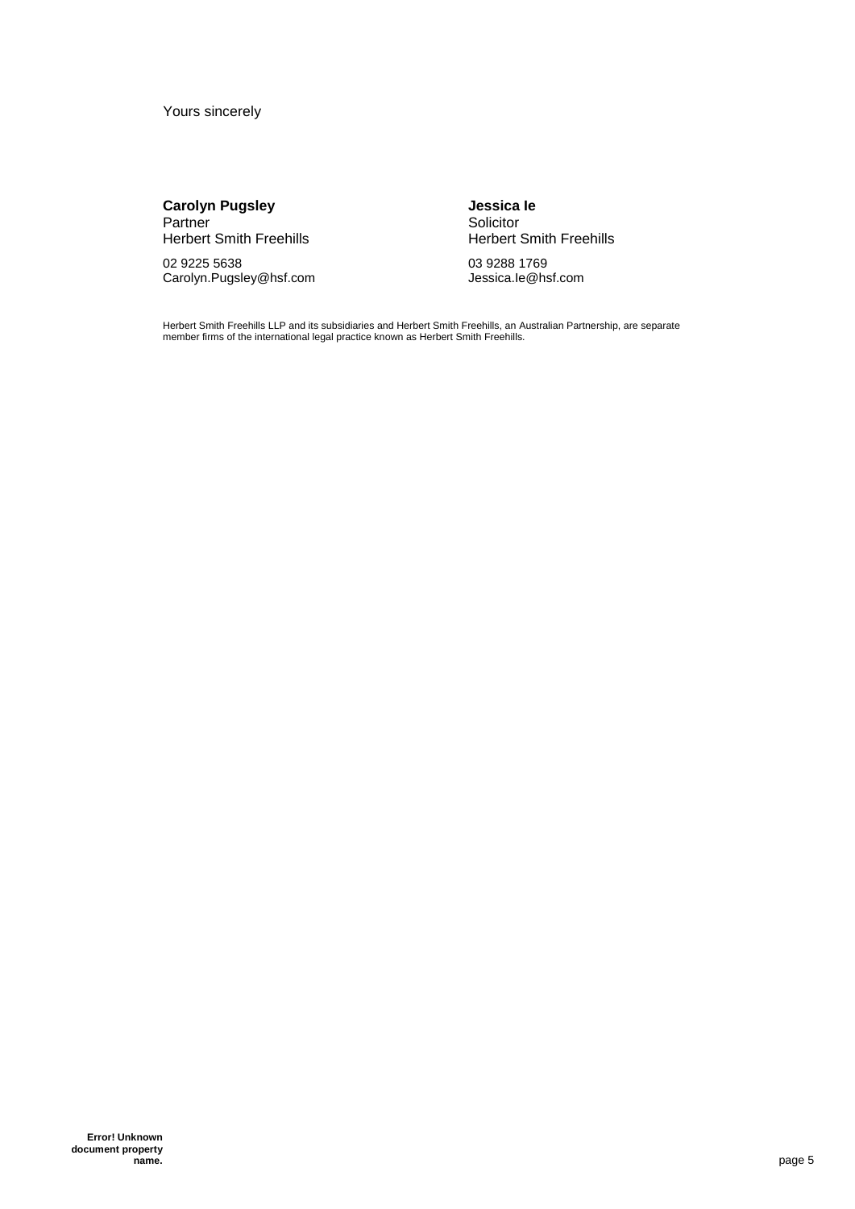Yours sincerely

**Carolyn Pugsley**
Partner
Herbert Smith Freehills

02 9225 5638
Carolyn.Pugsley@hsf.com

**Jessica Ie**
Solicitor
Herbert Smith Freehills

03 9288 1769
Jessica.Ie@hsf.com

Herbert Smith Freehills LLP and its subsidiaries and Herbert Smith Freehills, an Australian Partnership, are separate member firms of the international legal practice known as Herbert Smith Freehills.